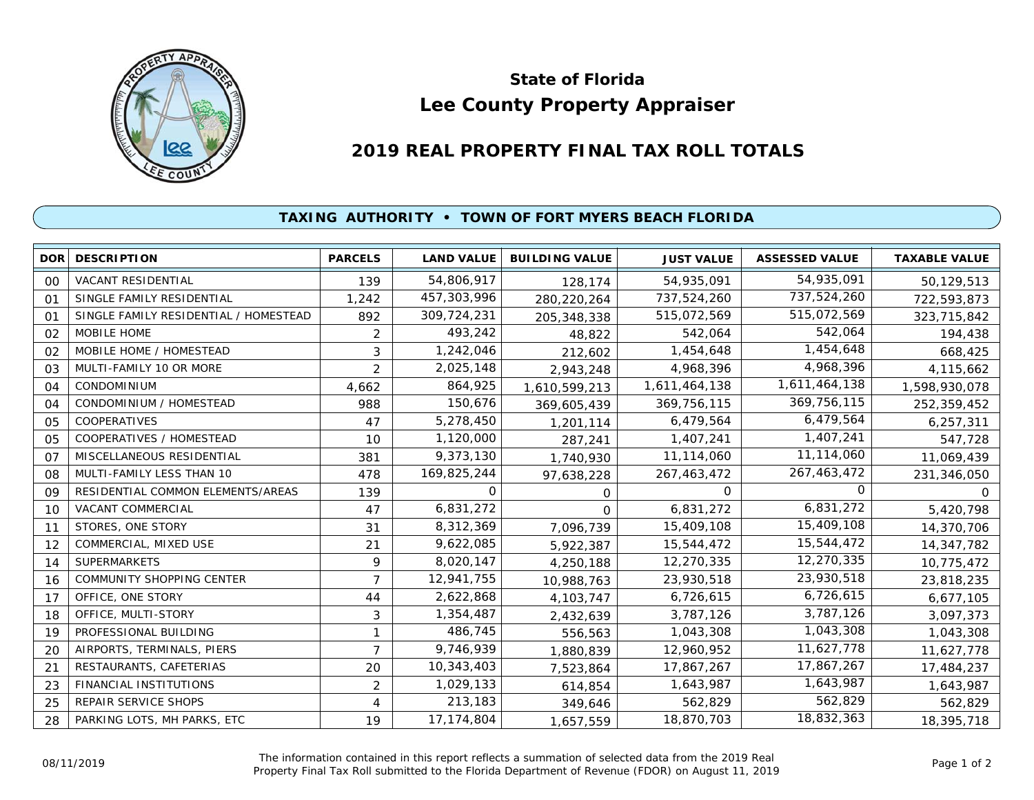# State of Florida
# Lee County Property Appraiser

## 2019 REAL PROPERTY FINAL TAX ROLL TOTALS

### TAXING AUTHORITY • TOWN OF FORT MYERS BEACH FLORIDA

| DOR | DESCRIPTION | PARCELS | LAND VALUE | BUILDING VALUE | JUST VALUE | ASSESSED VALUE | TAXABLE VALUE |
|---|---|---|---|---|---|---|---|
| 00 | VACANT RESIDENTIAL | 139 | 54,806,917 | 128,174 | 54,935,091 | 54,935,091 | 50,129,513 |
| 01 | SINGLE FAMILY RESIDENTIAL | 1,242 | 457,303,996 | 280,220,264 | 737,524,260 | 737,524,260 | 722,593,873 |
| 01 | SINGLE FAMILY RESIDENTIAL / HOMESTEAD | 892 | 309,724,231 | 205,348,338 | 515,072,569 | 515,072,569 | 323,715,842 |
| 02 | MOBILE HOME | 2 | 493,242 | 48,822 | 542,064 | 542,064 | 194,438 |
| 02 | MOBILE HOME / HOMESTEAD | 3 | 1,242,046 | 212,602 | 1,454,648 | 1,454,648 | 668,425 |
| 03 | MULTI-FAMILY 10 OR MORE | 2 | 2,025,148 | 2,943,248 | 4,968,396 | 4,968,396 | 4,115,662 |
| 04 | CONDOMINIUM | 4,662 | 864,925 | 1,610,599,213 | 1,611,464,138 | 1,611,464,138 | 1,598,930,078 |
| 04 | CONDOMINIUM / HOMESTEAD | 988 | 150,676 | 369,605,439 | 369,756,115 | 369,756,115 | 252,359,452 |
| 05 | COOPERATIVES | 47 | 5,278,450 | 1,201,114 | 6,479,564 | 6,479,564 | 6,257,311 |
| 05 | COOPERATIVES / HOMESTEAD | 10 | 1,120,000 | 287,241 | 1,407,241 | 1,407,241 | 547,728 |
| 07 | MISCELLANEOUS RESIDENTIAL | 381 | 9,373,130 | 1,740,930 | 11,114,060 | 11,114,060 | 11,069,439 |
| 08 | MULTI-FAMILY LESS THAN 10 | 478 | 169,825,244 | 97,638,228 | 267,463,472 | 267,463,472 | 231,346,050 |
| 09 | RESIDENTIAL COMMON ELEMENTS/AREAS | 139 | 0 | 0 | 0 | 0 | 0 |
| 10 | VACANT COMMERCIAL | 47 | 6,831,272 | 0 | 6,831,272 | 6,831,272 | 5,420,798 |
| 11 | STORES, ONE STORY | 31 | 8,312,369 | 7,096,739 | 15,409,108 | 15,409,108 | 14,370,706 |
| 12 | COMMERCIAL, MIXED USE | 21 | 9,622,085 | 5,922,387 | 15,544,472 | 15,544,472 | 14,347,782 |
| 14 | SUPERMARKETS | 9 | 8,020,147 | 4,250,188 | 12,270,335 | 12,270,335 | 10,775,472 |
| 16 | COMMUNITY SHOPPING CENTER | 7 | 12,941,755 | 10,988,763 | 23,930,518 | 23,930,518 | 23,818,235 |
| 17 | OFFICE, ONE STORY | 44 | 2,622,868 | 4,103,747 | 6,726,615 | 6,726,615 | 6,677,105 |
| 18 | OFFICE, MULTI-STORY | 3 | 1,354,487 | 2,432,639 | 3,787,126 | 3,787,126 | 3,097,373 |
| 19 | PROFESSIONAL BUILDING | 1 | 486,745 | 556,563 | 1,043,308 | 1,043,308 | 1,043,308 |
| 20 | AIRPORTS, TERMINALS, PIERS | 7 | 9,746,939 | 1,880,839 | 12,960,952 | 11,627,778 | 11,627,778 |
| 21 | RESTAURANTS, CAFETERIAS | 20 | 10,343,403 | 7,523,864 | 17,867,267 | 17,867,267 | 17,484,237 |
| 23 | FINANCIAL INSTITUTIONS | 2 | 1,029,133 | 614,854 | 1,643,987 | 1,643,987 | 1,643,987 |
| 25 | REPAIR SERVICE SHOPS | 4 | 213,183 | 349,646 | 562,829 | 562,829 | 562,829 |
| 28 | PARKING LOTS, MH PARKS, ETC | 19 | 17,174,804 | 1,657,559 | 18,870,703 | 18,832,363 | 18,395,718 |

08/11/2019

The information contained in this report reflects a summation of selected data from the 2019 Real Property Final Tax Roll submitted to the Florida Department of Revenue (FDOR) on August 11, 2019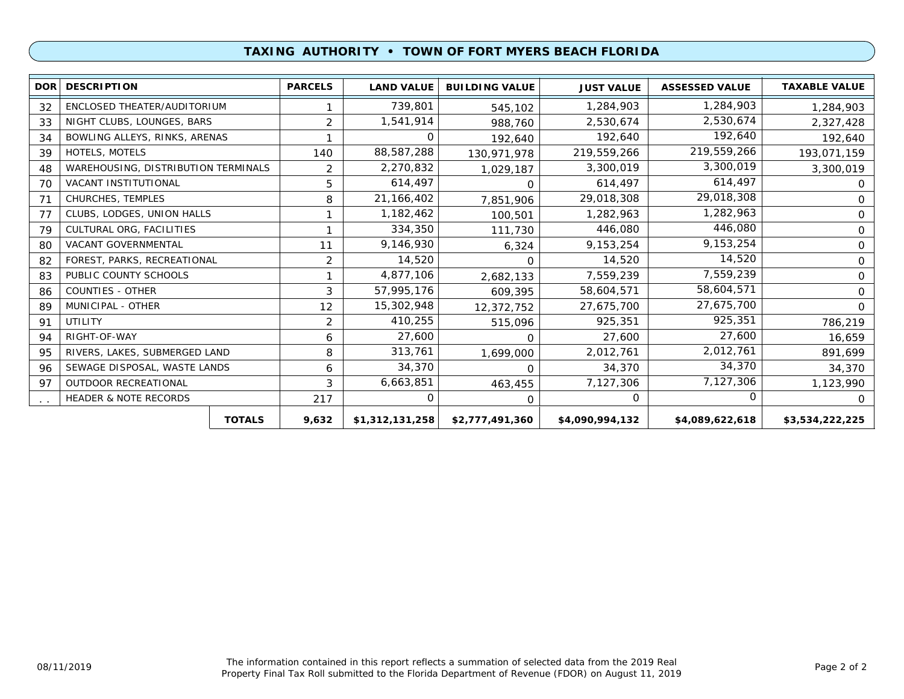## TAXING AUTHORITY • TOWN OF FORT MYERS BEACH FLORIDA

| DOR | DESCRIPTION | PARCELS | LAND VALUE | BUILDING VALUE | JUST VALUE | ASSESSED VALUE | TAXABLE VALUE |
|---|---|---|---|---|---|---|---|
| 32 | ENCLOSED THEATER/AUDITORIUM | 1 | 739,801 | 545,102 | 1,284,903 | 1,284,903 | 1,284,903 |
| 33 | NIGHT CLUBS, LOUNGES, BARS | 2 | 1,541,914 | 988,760 | 2,530,674 | 2,530,674 | 2,327,428 |
| 34 | BOWLING ALLEYS, RINKS, ARENAS | 1 | 0 | 192,640 | 192,640 | 192,640 | 192,640 |
| 39 | HOTELS, MOTELS | 140 | 88,587,288 | 130,971,978 | 219,559,266 | 219,559,266 | 193,071,159 |
| 48 | WAREHOUSING, DISTRIBUTION TERMINALS | 2 | 2,270,832 | 1,029,187 | 3,300,019 | 3,300,019 | 3,300,019 |
| 70 | VACANT INSTITUTIONAL | 5 | 614,497 | 0 | 614,497 | 614,497 | 0 |
| 71 | CHURCHES, TEMPLES | 8 | 21,166,402 | 7,851,906 | 29,018,308 | 29,018,308 | 0 |
| 77 | CLUBS, LODGES, UNION HALLS | 1 | 1,182,462 | 100,501 | 1,282,963 | 1,282,963 | 0 |
| 79 | CULTURAL ORG, FACILITIES | 1 | 334,350 | 111,730 | 446,080 | 446,080 | 0 |
| 80 | VACANT GOVERNMENTAL | 11 | 9,146,930 | 6,324 | 9,153,254 | 9,153,254 | 0 |
| 82 | FOREST, PARKS, RECREATIONAL | 2 | 14,520 | 0 | 14,520 | 14,520 | 0 |
| 83 | PUBLIC COUNTY SCHOOLS | 1 | 4,877,106 | 2,682,133 | 7,559,239 | 7,559,239 | 0 |
| 86 | COUNTIES - OTHER | 3 | 57,995,176 | 609,395 | 58,604,571 | 58,604,571 | 0 |
| 89 | MUNICIPAL - OTHER | 12 | 15,302,948 | 12,372,752 | 27,675,700 | 27,675,700 | 0 |
| 91 | UTILITY | 2 | 410,255 | 515,096 | 925,351 | 925,351 | 786,219 |
| 94 | RIGHT-OF-WAY | 6 | 27,600 | 0 | 27,600 | 27,600 | 16,659 |
| 95 | RIVERS, LAKES, SUBMERGED LAND | 8 | 313,761 | 1,699,000 | 2,012,761 | 2,012,761 | 891,699 |
| 96 | SEWAGE DISPOSAL, WASTE LANDS | 6 | 34,370 | 0 | 34,370 | 34,370 | 34,370 |
| 97 | OUTDOOR RECREATIONAL | 3 | 6,663,851 | 463,455 | 7,127,306 | 7,127,306 | 1,123,990 |
| .. | HEADER & NOTE RECORDS | 217 | 0 | 0 | 0 | 0 | 0 |
| | **TOTALS** | **9,632** | **$1,312,131,258** | **$2,777,491,360** | **$4,090,994,132** | **$4,089,622,618** | **$3,534,222,225** |

08/11/2019

The information contained in this report reflects a summation of selected data from the 2019 Real Property Final Tax Roll submitted to the Florida Department of Revenue (FDOR) on August 11, 2019